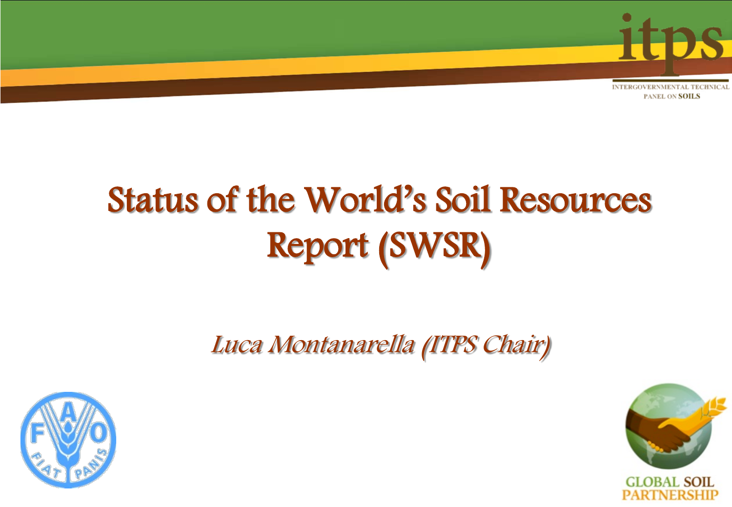# Status of the World's Soil Resources Report (SWSR)

*Luca Montanarella (ITPS Chair)*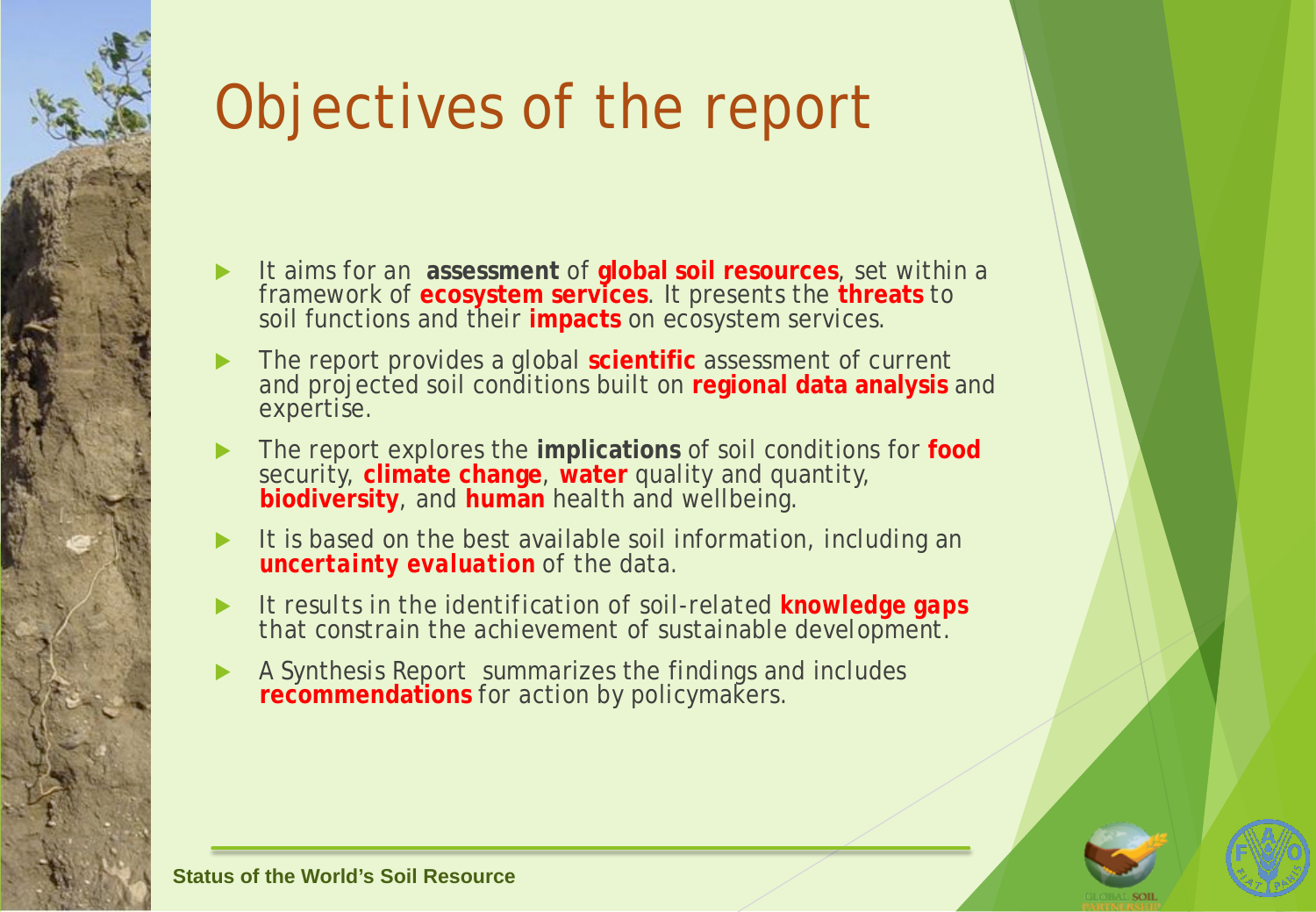# Objectives of the report

- It aims for an **assessment** of **global soil resources**, set within a framework of **ecosystem services**. It presents the **threats** to soil functions and their **impacts** on ecosystem services.
- The report provides a global **scientific** assessment of current and projected soil conditions built on **regional data analysis** and expertise.
- The report explores the **implications** of soil conditions for **food** security, **climate change**, **water** quality and quantity, **biodiversity**, and **human** health and wellbeing.
- It is based on the best available soil information, including an **uncertainty evaluation** of the data.
- It results in the identification of soil-related **knowledge gaps** that constrain the achievement of sustainable development.
- A Synthesis Report summarizes the findings and includes **recommendations** for action by policymakers.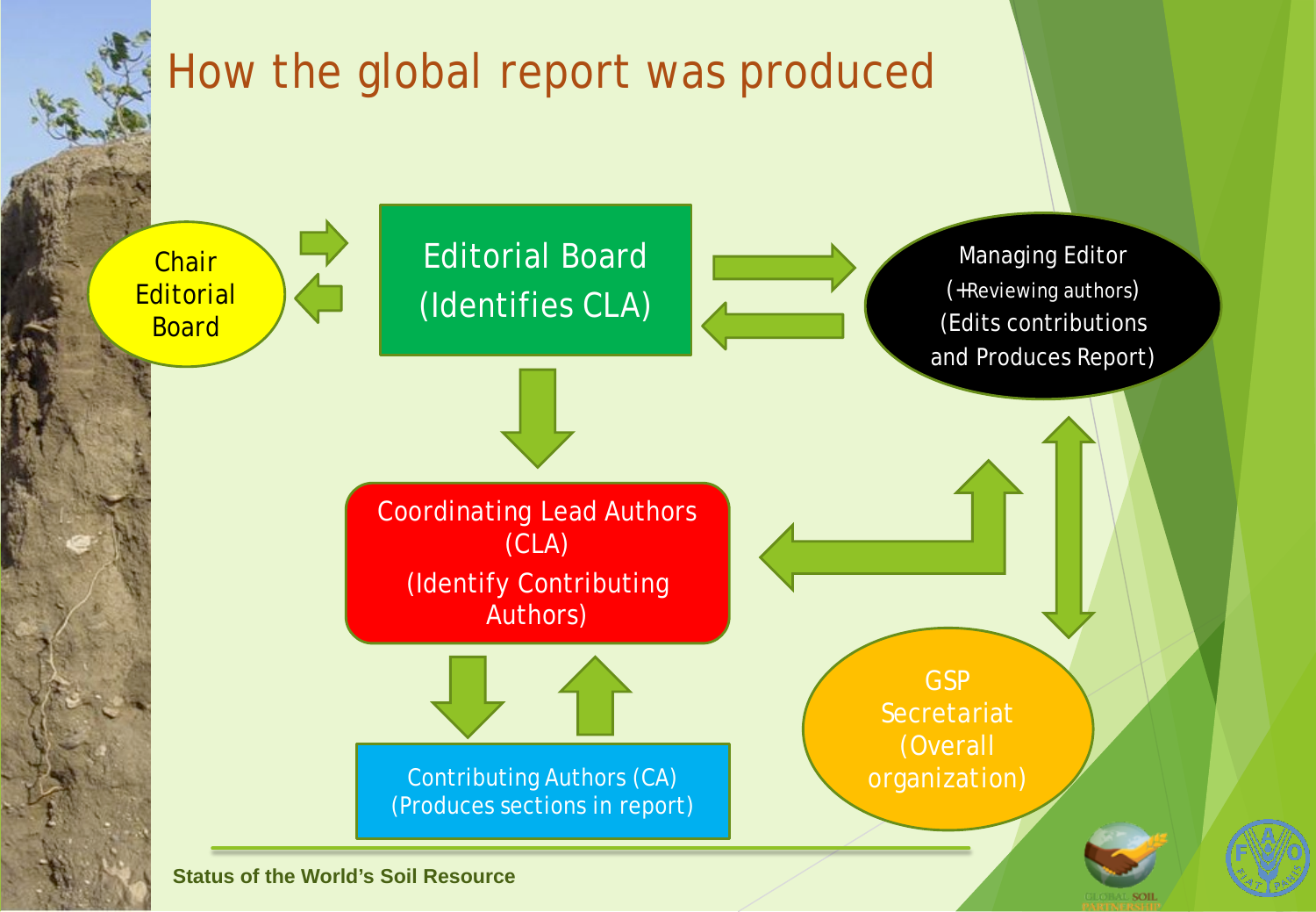# How the global report was produced

Chair Editorial Board

Editorial Board (Identifies CLA)

Managing Editor (+Reviewing authors) (Edits contributions and Produces Report)

Coordinating Lead Authors (CLA) (Identify Contributing Authors)

Contributing Authors (CA) (Produces sections in report)

GSP Secretariat (Overall organization)

Status of the World's Soil Resource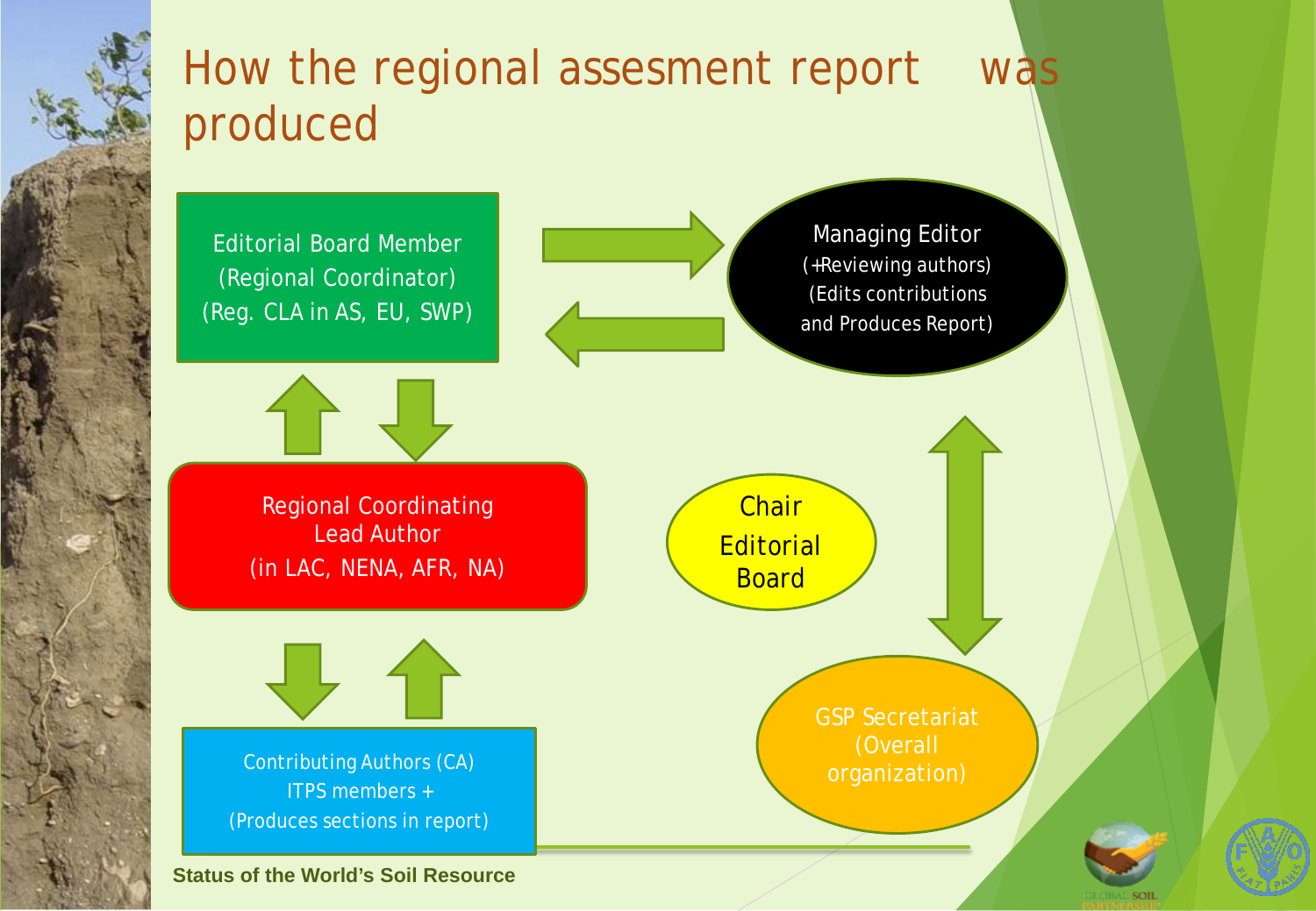# How the regional assesment report was produced

Editorial Board Member
(Regional Coordinator)
(Reg. CLA in AS, EU, SWP)

Managing Editor
(+Reviewing authors)
(Edits contributions and Produces Report)

Regional Coordinating Lead Author
(in LAC, NENA, AFR, NA)

Chair Editorial Board

Contributing Authors (CA)
ITPS members +
(Produces sections in report)

GSP Secretariat
(Overall organization)

**Status of the World's Soil Resource**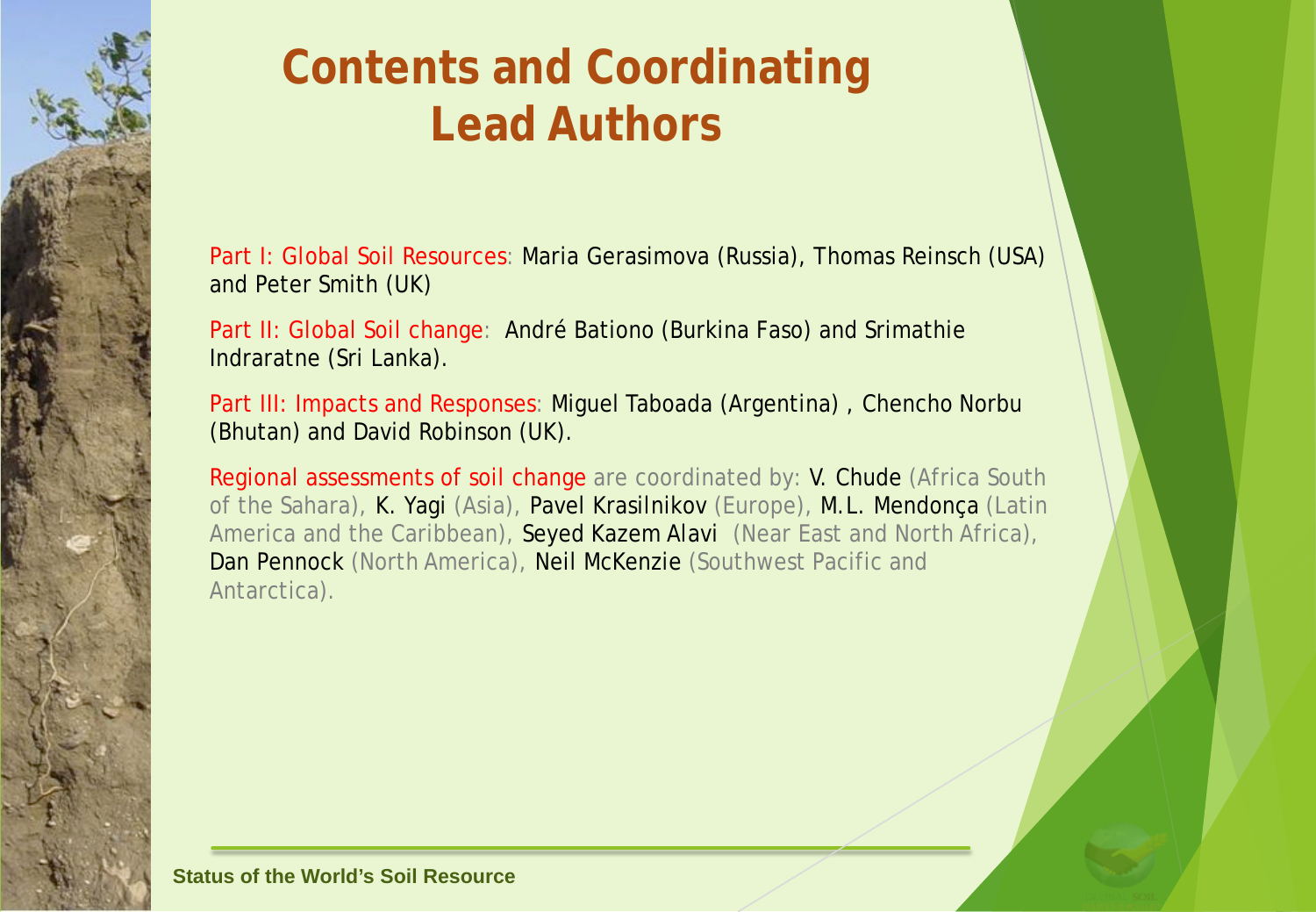# Contents and Coordinating Lead Authors

Part I: Global Soil Resources: Maria Gerasimova (Russia), Thomas Reinsch (USA) and Peter Smith (UK)

Part II: Global Soil change: André Bationo (Burkina Faso) and Srimathie Indraratne (Sri Lanka).

Part III: Impacts and Responses: Miguel Taboada (Argentina) , Chencho Norbu (Bhutan) and David Robinson (UK).

Regional assessments of soil change are coordinated by: V. Chude (Africa South of the Sahara), K. Yagi (Asia), Pavel Krasilnikov (Europe), M.L. Mendonça (Latin America and the Caribbean), Seyed Kazem Alavi (Near East and North Africa), Dan Pennock (North America), Neil McKenzie (Southwest Pacific and Antarctica).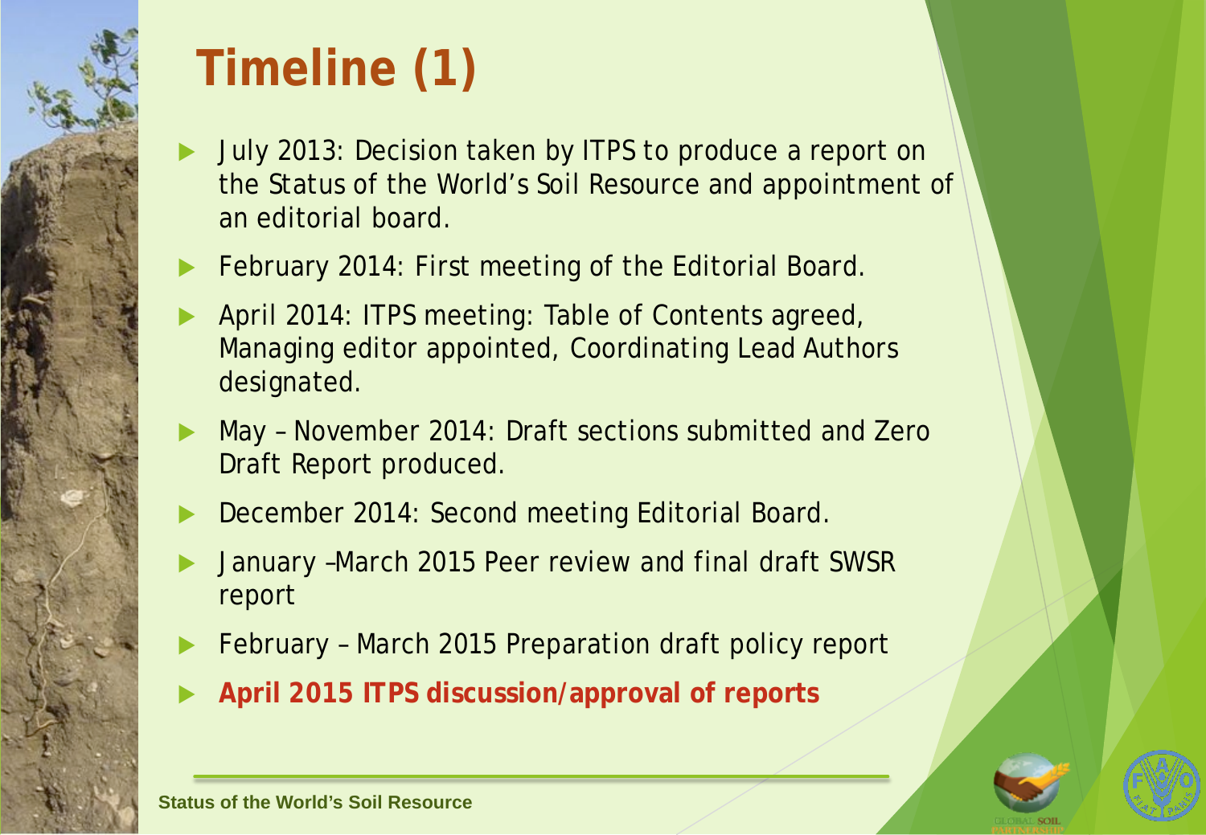# Timeline (1)

- July 2013: Decision taken by ITPS to produce a report on the Status of the World's Soil Resource and appointment of an editorial board.
- February 2014: First meeting of the Editorial Board.
- April 2014: ITPS meeting: Table of Contents agreed, Managing editor appointed, Coordinating Lead Authors designated.
- May – November 2014: Draft sections submitted and Zero Draft Report produced.
- December 2014: Second meeting Editorial Board.
- January –March 2015 Peer review and final draft SWSR report
- February – March 2015 Preparation draft policy report
- **April 2015 ITPS discussion/approval of reports**

Status of the World's Soil Resource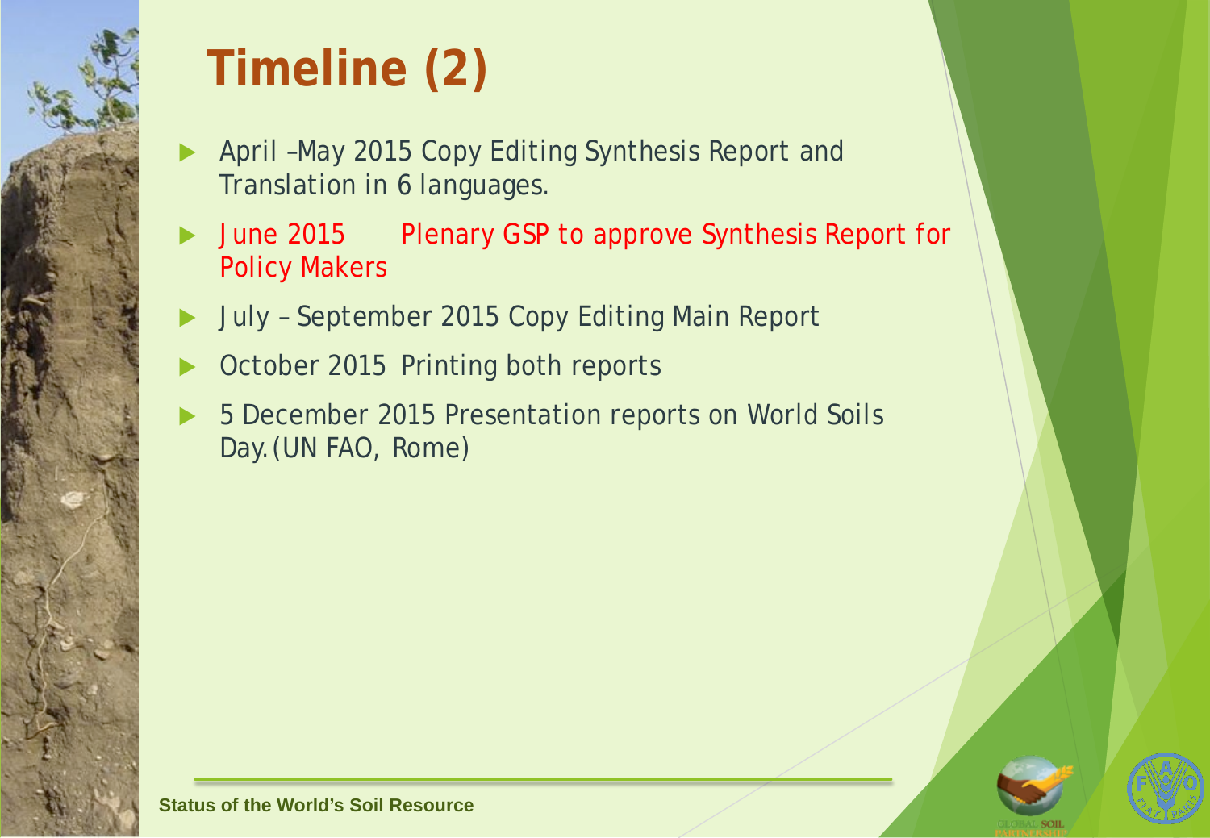# Timeline (2)

- April –May 2015 Copy Editing Synthesis Report and Translation in 6 languages.
- June 2015 Plenary GSP to approve Synthesis Report for Policy Makers
- July – September 2015 Copy Editing Main Report
- October 2015 Printing both reports
- 5 December 2015 Presentation reports on World Soils Day.(UN FAO, Rome)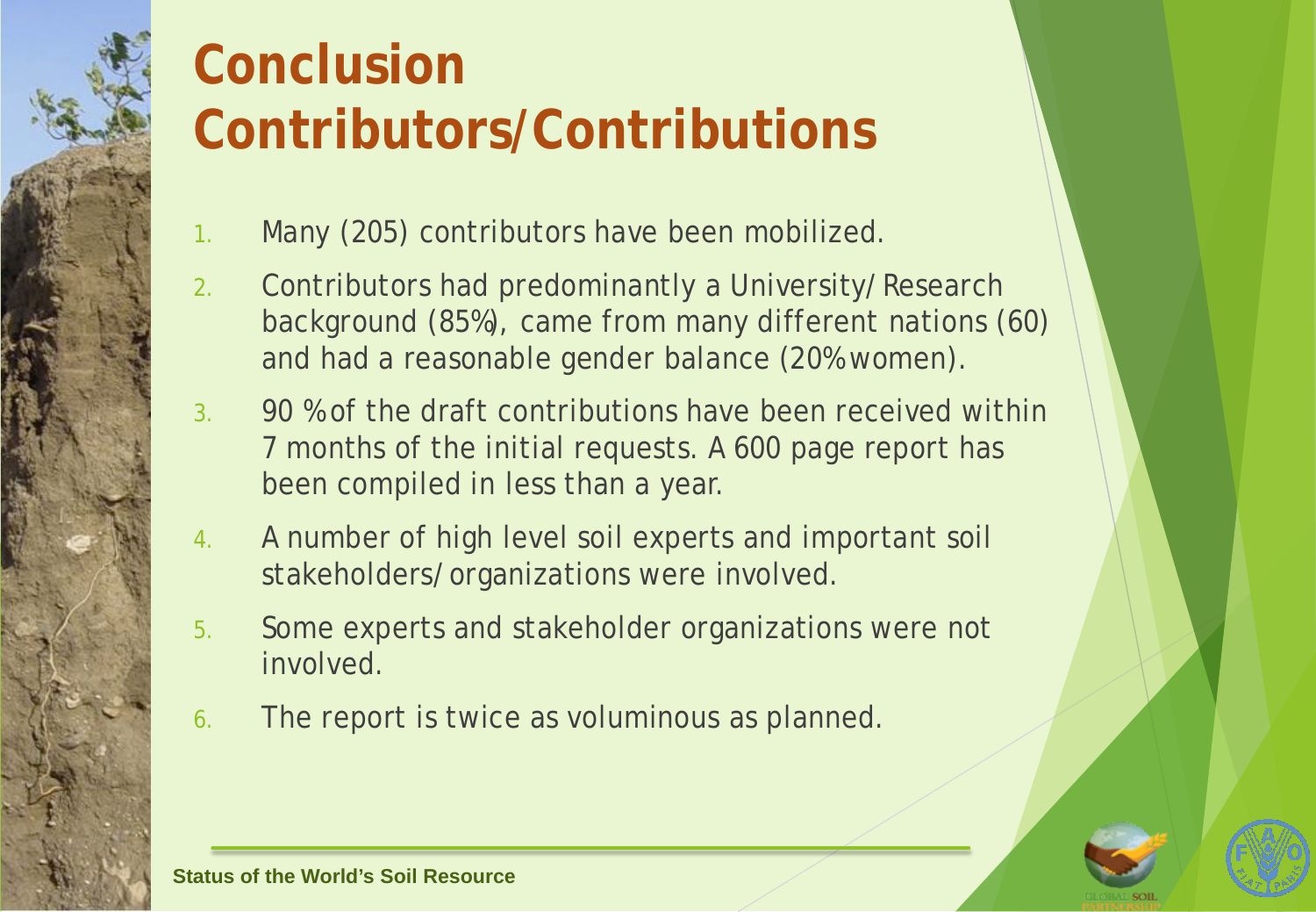# Conclusion
# Contributors/Contributions

1. Many (205) contributors have been mobilized.
2. Contributors had predominantly a University/Research background (85%), came from many different nations (60) and had a reasonable gender balance (20% women).
3. 90 % of the draft contributions have been received within 7 months of the initial requests. A 600 page report has been compiled in less than a year.
4. A number of high level soil experts and important soil stakeholders/organizations were involved.
5. Some experts and stakeholder organizations were not involved.
6. The report is twice as voluminous as planned.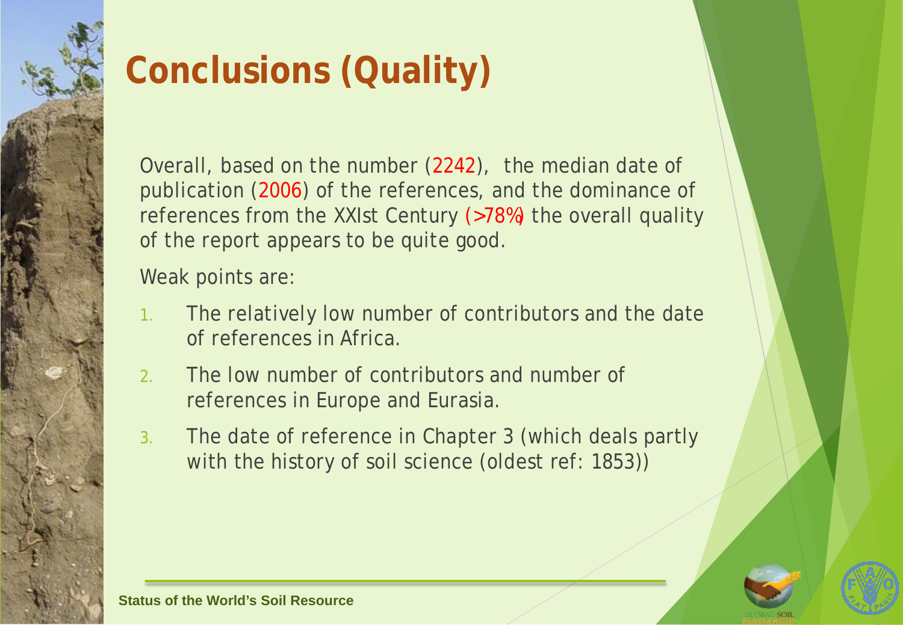# Conclusions (Quality)

Overall, based on the number (2242), the median date of publication (2006) of the references, and the dominance of references from the XXIst Century (>78%) the overall quality of the report appears to be quite good.

Weak points are:

1. The relatively low number of contributors and the date of references in Africa.
2. The low number of contributors and number of references in Europe and Eurasia.
3. The date of reference in Chapter 3 (which deals partly with the history of soil science (oldest ref: 1853))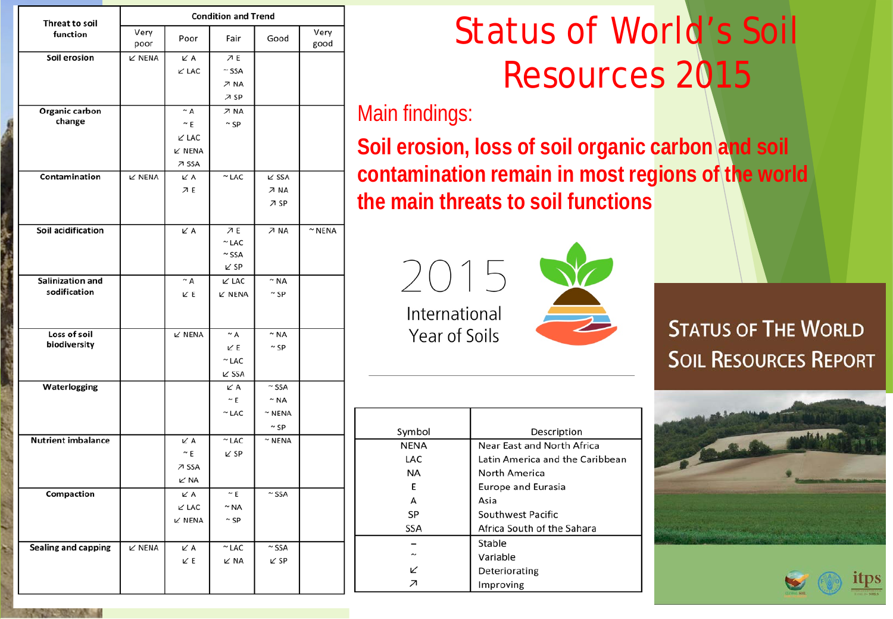# Status of World's Soil Resources 2015

## Main findings:

**Soil erosion, loss of soil organic carbon and soil contamination remain in most regions of the world the main threats to soil functions**

| Threat to soil function | Condition and Trend | | | | |
|---|---|---|---|---|---|
| | Very poor | Poor | Fair | Good | Very good |
| Soil erosion | ↙ NENA | ↙ A ↙ LAC | ↗ E ~ SSA ↗ NA ↗ SP | | |
| Organic carbon change | | ~ A ~ E ↙ LAC ↙ NENA ↗ SSA | ↗ NA ~ SP | | |
| Contamination | ↙ NENA | ↙ A ↗ E | ~ LAC | ↙ SSA ↗ NA ↗ SP | |
| Soil acidification | | ↙ A | ↗ E ~ LAC ~ SSA ↙ SP | ↗ NA | ~ NENA |
| Salinization and sodification | | ~ A ↙ E | ↙ LAC ↙ NENA | ~ NA ~ SP | |
| Loss of soil biodiversity | | ↙ NENA | ~ A ↙ E ~ LAC ↙ SSA | ~ NA ~ SP | |
| Waterlogging | | | ↙ A ~ E ~ LAC | ~ SSA ~ NA ~ NENA ~ SP | |
| Nutrient imbalance | | ↙ A ~ E ↗ SSA ↙ NA | ~ LAC ↙ SP | ~ NENA | |
| Compaction | | ↙ A ↙ LAC ↙ NENA | ~ E ~ NA ~ SP | ~ SSA | |
| Sealing and capping | ↙ NENA | ↙ A ↙ E | ~ LAC ↙ NA | ~ SSA ↙ SP | |

2015 International Year of Soils

| Symbol | Description |
|---|---|
| NENA | Near East and North Africa |
| LAC | Latin America and the Caribbean |
| NA | North America |
| E | Europe and Eurasia |
| A | Asia |
| SP | Southwest Pacific |
| SSA | Africa South of the Sahara |
| – | Stable |
| ~ | Variable |
| ↙ | Deteriorating |
| ↗ | Improving |

STATUS OF THE WORLD SOIL RESOURCES REPORT

itps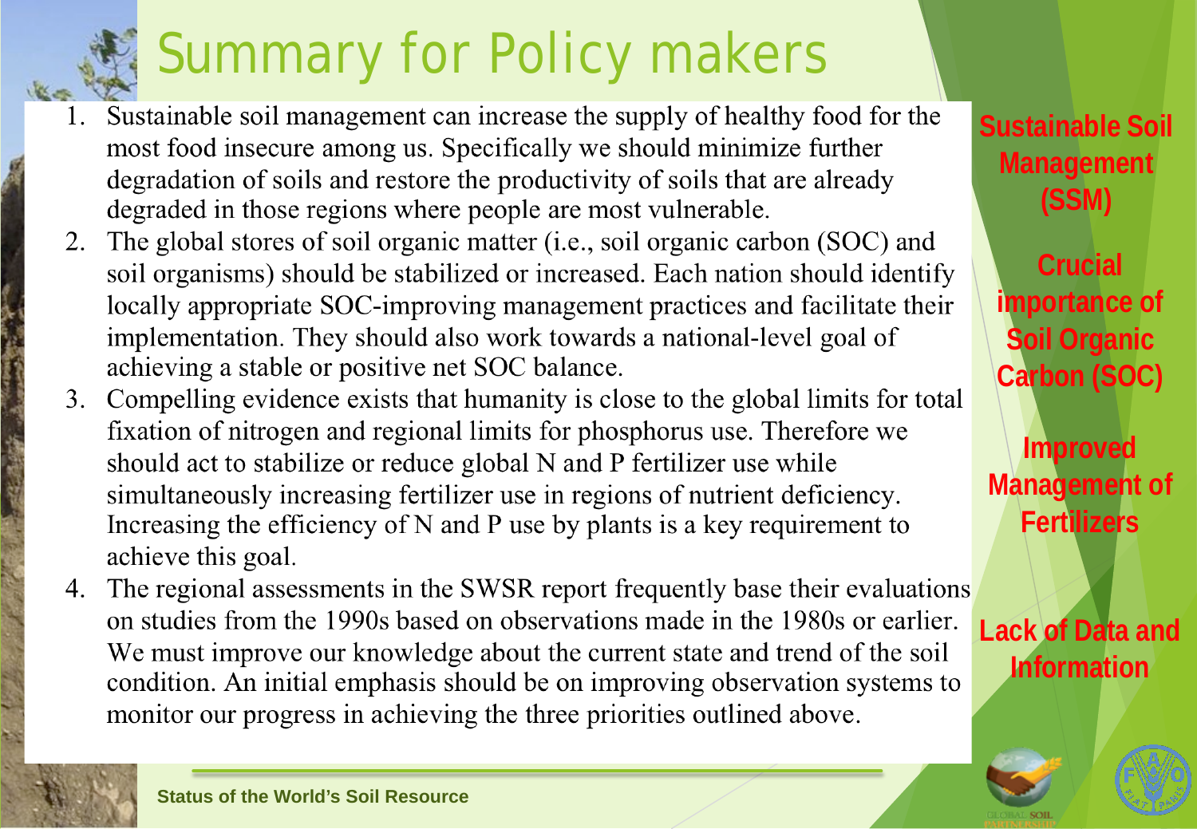# Summary for Policy makers

1. Sustainable soil management can increase the supply of healthy food for the most food insecure among us. Specifically we should minimize further degradation of soils and restore the productivity of soils that are already degraded in those regions where people are most vulnerable.
2. The global stores of soil organic matter (i.e., soil organic carbon (SOC) and soil organisms) should be stabilized or increased. Each nation should identify locally appropriate SOC-improving management practices and facilitate their implementation. They should also work towards a national-level goal of achieving a stable or positive net SOC balance.
3. Compelling evidence exists that humanity is close to the global limits for total fixation of nitrogen and regional limits for phosphorus use. Therefore we should act to stabilize or reduce global N and P fertilizer use while simultaneously increasing fertilizer use in regions of nutrient deficiency. Increasing the efficiency of N and P use by plants is a key requirement to achieve this goal.
4. The regional assessments in the SWSR report frequently base their evaluations on studies from the 1990s based on observations made in the 1980s or earlier. We must improve our knowledge about the current state and trend of the soil condition. An initial emphasis should be on improving observation systems to monitor our progress in achieving the three priorities outlined above.

**Sustainable Soil Management (SSM)**

**Crucial importance of Soil Organic Carbon (SOC)**

**Improved Management of Fertilizers**

**Lack of Data and Information**

Status of the World's Soil Resource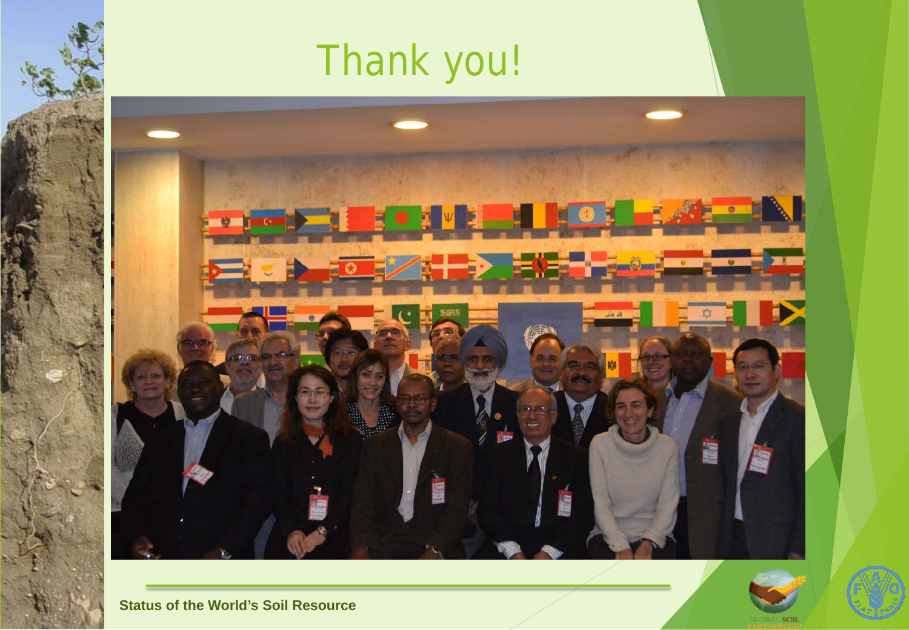# Thank you!

Status of the World's Soil Resource